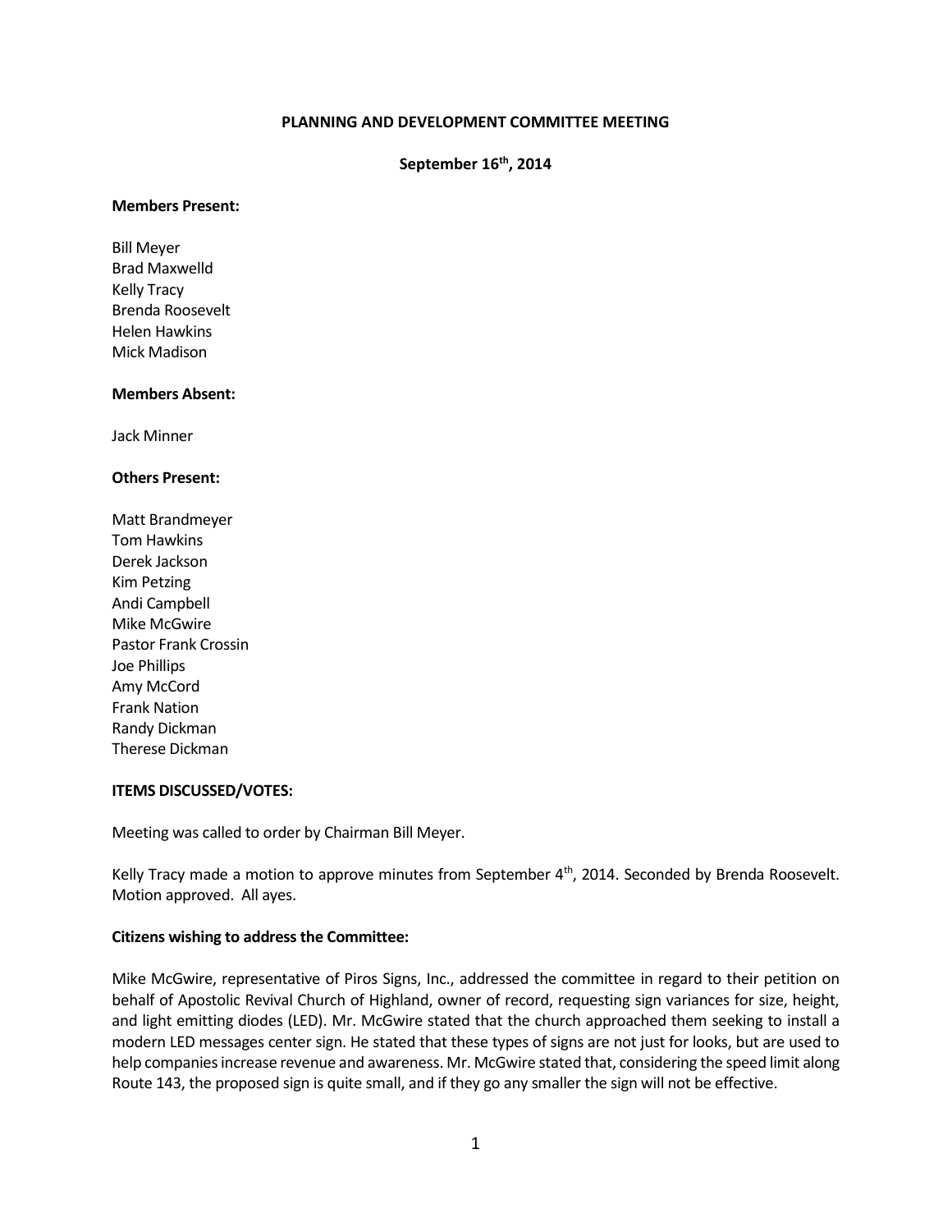**PLANNING AND DEVELOPMENT COMMITTEE MEETING**

**September 16th, 2014**

**Members Present:**

Bill Meyer
Brad Maxwelld
Kelly Tracy
Brenda Roosevelt
Helen Hawkins
Mick Madison

**Members Absent:**

Jack Minner

**Others Present:**

Matt Brandmeyer
Tom Hawkins
Derek Jackson
Kim Petzing
Andi Campbell
Mike McGwire
Pastor Frank Crossin
Joe Phillips
Amy McCord
Frank Nation
Randy Dickman
Therese Dickman

**ITEMS DISCUSSED/VOTES:**

Meeting was called to order by Chairman Bill Meyer.

Kelly Tracy made a motion to approve minutes from September 4th, 2014. Seconded by Brenda Roosevelt. Motion approved. All ayes.

**Citizens wishing to address the Committee:**

Mike McGwire, representative of Piros Signs, Inc., addressed the committee in regard to their petition on behalf of Apostolic Revival Church of Highland, owner of record, requesting sign variances for size, height, and light emitting diodes (LED). Mr. McGwire stated that the church approached them seeking to install a modern LED messages center sign. He stated that these types of signs are not just for looks, but are used to help companies increase revenue and awareness. Mr. McGwire stated that, considering the speed limit along Route 143, the proposed sign is quite small, and if they go any smaller the sign will not be effective.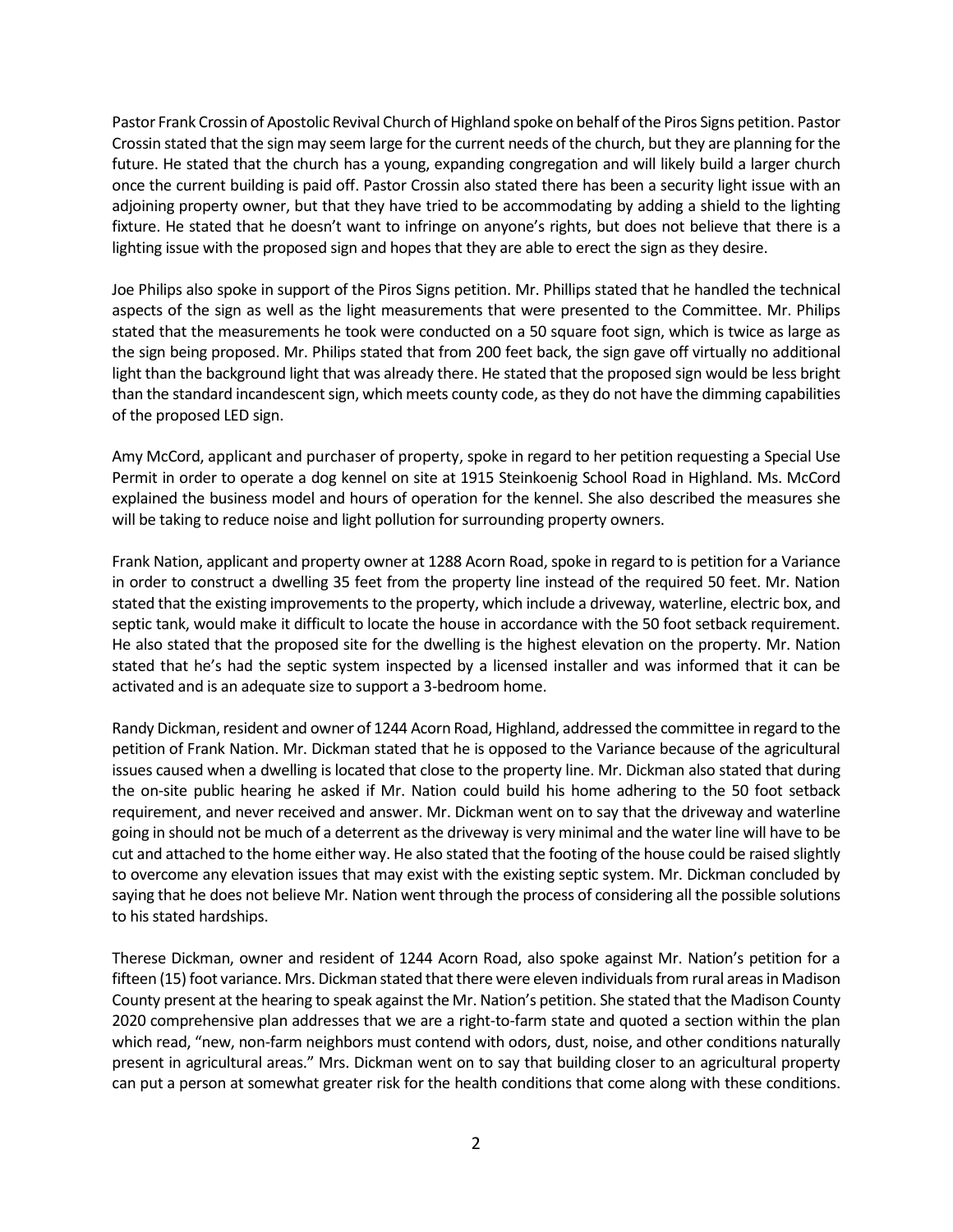Pastor Frank Crossin of Apostolic Revival Church of Highland spoke on behalf of the Piros Signs petition. Pastor Crossin stated that the sign may seem large for the current needs of the church, but they are planning for the future. He stated that the church has a young, expanding congregation and will likely build a larger church once the current building is paid off. Pastor Crossin also stated there has been a security light issue with an adjoining property owner, but that they have tried to be accommodating by adding a shield to the lighting fixture. He stated that he doesn't want to infringe on anyone's rights, but does not believe that there is a lighting issue with the proposed sign and hopes that they are able to erect the sign as they desire.

Joe Philips also spoke in support of the Piros Signs petition. Mr. Phillips stated that he handled the technical aspects of the sign as well as the light measurements that were presented to the Committee. Mr. Philips stated that the measurements he took were conducted on a 50 square foot sign, which is twice as large as the sign being proposed. Mr. Philips stated that from 200 feet back, the sign gave off virtually no additional light than the background light that was already there. He stated that the proposed sign would be less bright than the standard incandescent sign, which meets county code, as they do not have the dimming capabilities of the proposed LED sign.

Amy McCord, applicant and purchaser of property, spoke in regard to her petition requesting a Special Use Permit in order to operate a dog kennel on site at 1915 Steinkoenig School Road in Highland. Ms. McCord explained the business model and hours of operation for the kennel. She also described the measures she will be taking to reduce noise and light pollution for surrounding property owners.

Frank Nation, applicant and property owner at 1288 Acorn Road, spoke in regard to is petition for a Variance in order to construct a dwelling 35 feet from the property line instead of the required 50 feet. Mr. Nation stated that the existing improvements to the property, which include a driveway, waterline, electric box, and septic tank, would make it difficult to locate the house in accordance with the 50 foot setback requirement. He also stated that the proposed site for the dwelling is the highest elevation on the property. Mr. Nation stated that he's had the septic system inspected by a licensed installer and was informed that it can be activated and is an adequate size to support a 3-bedroom home.

Randy Dickman, resident and owner of 1244 Acorn Road, Highland, addressed the committee in regard to the petition of Frank Nation. Mr. Dickman stated that he is opposed to the Variance because of the agricultural issues caused when a dwelling is located that close to the property line. Mr. Dickman also stated that during the on-site public hearing he asked if Mr. Nation could build his home adhering to the 50 foot setback requirement, and never received and answer. Mr. Dickman went on to say that the driveway and waterline going in should not be much of a deterrent as the driveway is very minimal and the water line will have to be cut and attached to the home either way. He also stated that the footing of the house could be raised slightly to overcome any elevation issues that may exist with the existing septic system. Mr. Dickman concluded by saying that he does not believe Mr. Nation went through the process of considering all the possible solutions to his stated hardships.

Therese Dickman, owner and resident of 1244 Acorn Road, also spoke against Mr. Nation's petition for a fifteen (15) foot variance. Mrs. Dickman stated that there were eleven individuals from rural areas in Madison County present at the hearing to speak against the Mr. Nation's petition. She stated that the Madison County 2020 comprehensive plan addresses that we are a right-to-farm state and quoted a section within the plan which read, "new, non-farm neighbors must contend with odors, dust, noise, and other conditions naturally present in agricultural areas." Mrs. Dickman went on to say that building closer to an agricultural property can put a person at somewhat greater risk for the health conditions that come along with these conditions.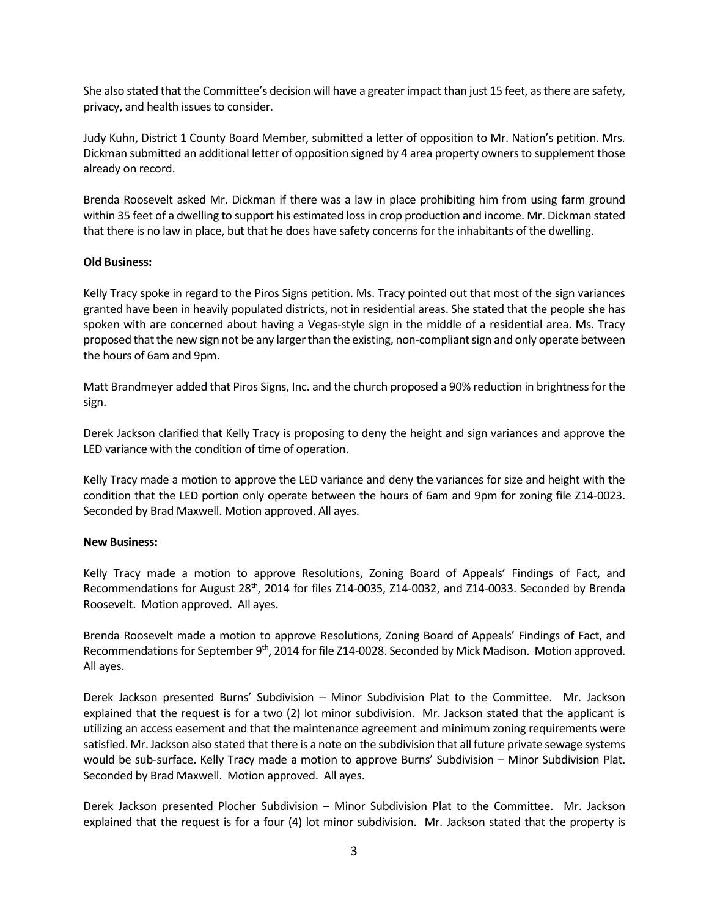She also stated that the Committee's decision will have a greater impact than just 15 feet, as there are safety, privacy, and health issues to consider.

Judy Kuhn, District 1 County Board Member, submitted a letter of opposition to Mr. Nation's petition. Mrs. Dickman submitted an additional letter of opposition signed by 4 area property owners to supplement those already on record.

Brenda Roosevelt asked Mr. Dickman if there was a law in place prohibiting him from using farm ground within 35 feet of a dwelling to support his estimated loss in crop production and income. Mr. Dickman stated that there is no law in place, but that he does have safety concerns for the inhabitants of the dwelling.

**Old Business:**

Kelly Tracy spoke in regard to the Piros Signs petition. Ms. Tracy pointed out that most of the sign variances granted have been in heavily populated districts, not in residential areas. She stated that the people she has spoken with are concerned about having a Vegas-style sign in the middle of a residential area. Ms. Tracy proposed that the new sign not be any larger than the existing, non-compliant sign and only operate between the hours of 6am and 9pm.

Matt Brandmeyer added that Piros Signs, Inc. and the church proposed a 90% reduction in brightness for the sign.

Derek Jackson clarified that Kelly Tracy is proposing to deny the height and sign variances and approve the LED variance with the condition of time of operation.

Kelly Tracy made a motion to approve the LED variance and deny the variances for size and height with the condition that the LED portion only operate between the hours of 6am and 9pm for zoning file Z14-0023. Seconded by Brad Maxwell. Motion approved. All ayes.

**New Business:**

Kelly Tracy made a motion to approve Resolutions, Zoning Board of Appeals' Findings of Fact, and Recommendations for August 28th, 2014 for files Z14-0035, Z14-0032, and Z14-0033. Seconded by Brenda Roosevelt. Motion approved. All ayes.

Brenda Roosevelt made a motion to approve Resolutions, Zoning Board of Appeals' Findings of Fact, and Recommendations for September 9th, 2014 for file Z14-0028. Seconded by Mick Madison. Motion approved. All ayes.

Derek Jackson presented Burns' Subdivision – Minor Subdivision Plat to the Committee. Mr. Jackson explained that the request is for a two (2) lot minor subdivision. Mr. Jackson stated that the applicant is utilizing an access easement and that the maintenance agreement and minimum zoning requirements were satisfied. Mr. Jackson also stated that there is a note on the subdivision that all future private sewage systems would be sub-surface. Kelly Tracy made a motion to approve Burns' Subdivision – Minor Subdivision Plat. Seconded by Brad Maxwell. Motion approved. All ayes.

Derek Jackson presented Plocher Subdivision – Minor Subdivision Plat to the Committee. Mr. Jackson explained that the request is for a four (4) lot minor subdivision. Mr. Jackson stated that the property is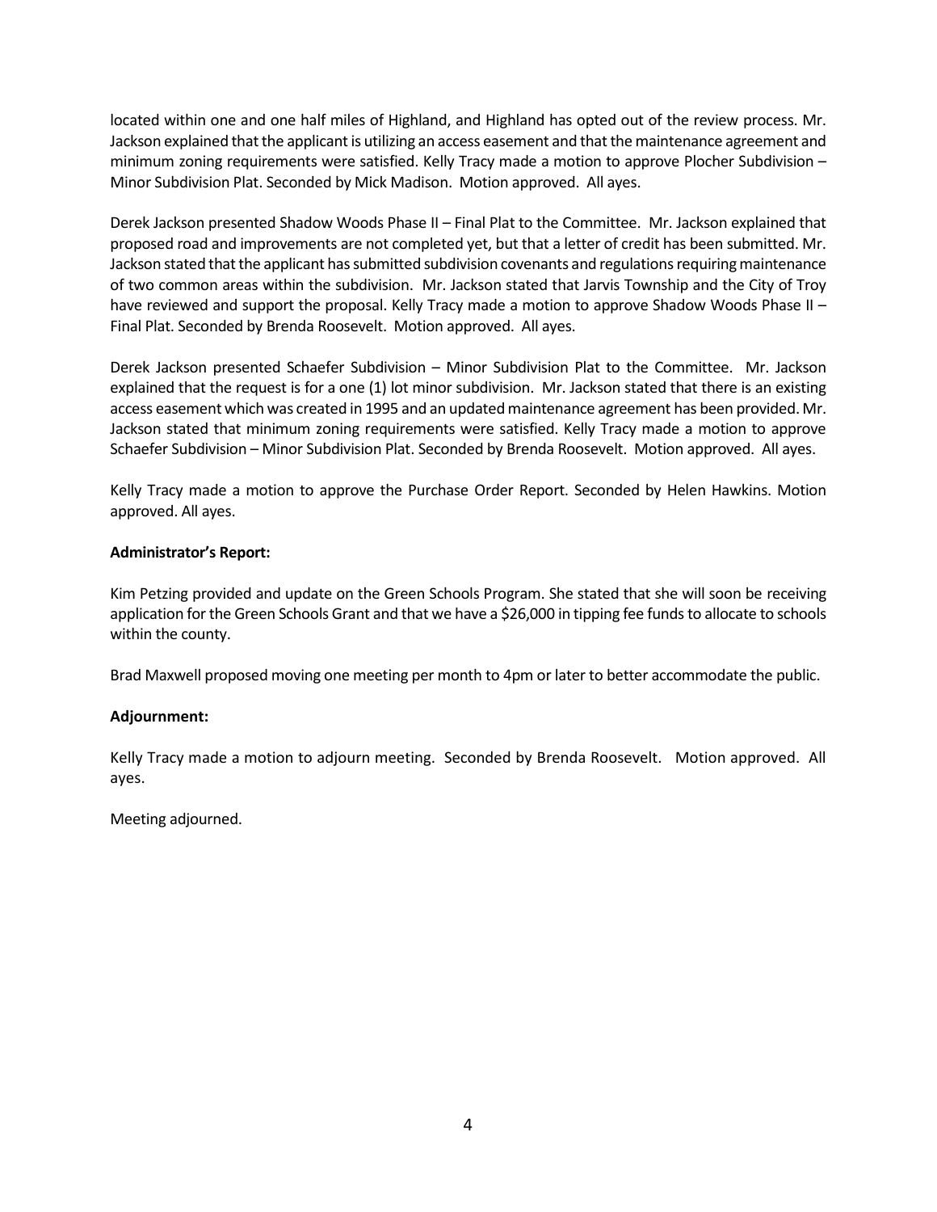located within one and one half miles of Highland, and Highland has opted out of the review process. Mr. Jackson explained that the applicant is utilizing an access easement and that the maintenance agreement and minimum zoning requirements were satisfied. Kelly Tracy made a motion to approve Plocher Subdivision – Minor Subdivision Plat. Seconded by Mick Madison. Motion approved. All ayes.

Derek Jackson presented Shadow Woods Phase II – Final Plat to the Committee. Mr. Jackson explained that proposed road and improvements are not completed yet, but that a letter of credit has been submitted. Mr. Jackson stated that the applicant has submitted subdivision covenants and regulations requiring maintenance of two common areas within the subdivision. Mr. Jackson stated that Jarvis Township and the City of Troy have reviewed and support the proposal. Kelly Tracy made a motion to approve Shadow Woods Phase II – Final Plat. Seconded by Brenda Roosevelt. Motion approved. All ayes.

Derek Jackson presented Schaefer Subdivision – Minor Subdivision Plat to the Committee. Mr. Jackson explained that the request is for a one (1) lot minor subdivision. Mr. Jackson stated that there is an existing access easement which was created in 1995 and an updated maintenance agreement has been provided. Mr. Jackson stated that minimum zoning requirements were satisfied. Kelly Tracy made a motion to approve Schaefer Subdivision – Minor Subdivision Plat. Seconded by Brenda Roosevelt. Motion approved. All ayes.

Kelly Tracy made a motion to approve the Purchase Order Report. Seconded by Helen Hawkins. Motion approved. All ayes.

**Administrator's Report:**

Kim Petzing provided and update on the Green Schools Program. She stated that she will soon be receiving application for the Green Schools Grant and that we have a $26,000 in tipping fee funds to allocate to schools within the county.

Brad Maxwell proposed moving one meeting per month to 4pm or later to better accommodate the public.

**Adjournment:**

Kelly Tracy made a motion to adjourn meeting. Seconded by Brenda Roosevelt. Motion approved. All ayes.

Meeting adjourned.